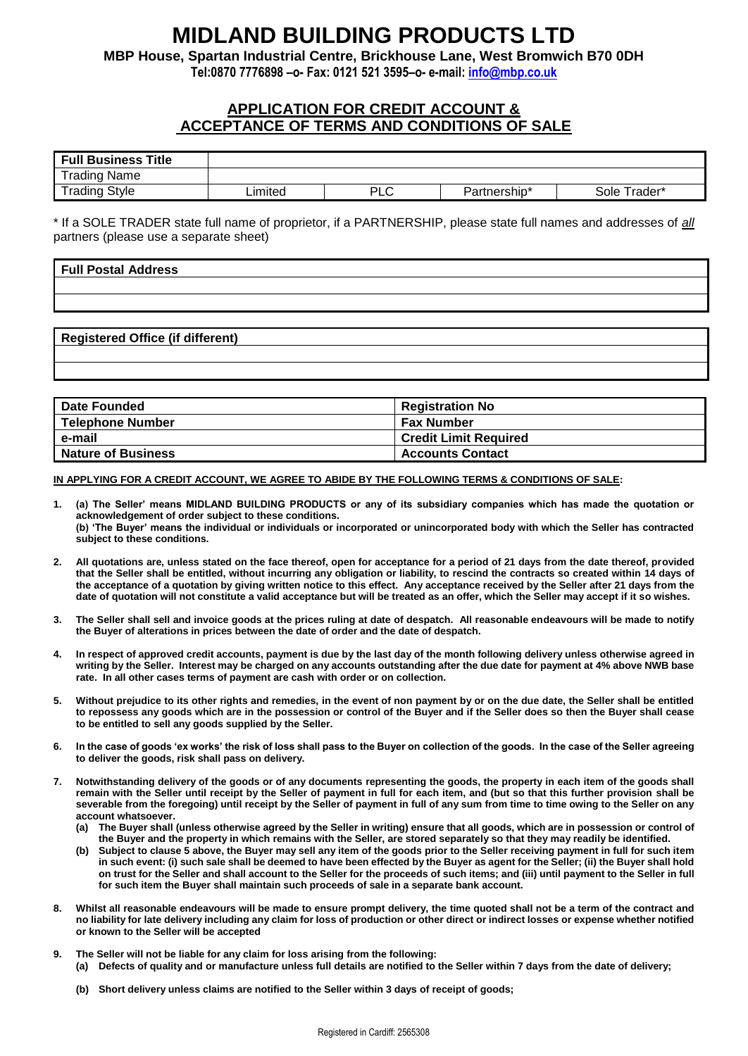# MIDLAND BUILDING PRODUCTS LTD

**MBP House, Spartan Industrial Centre, Brickhouse Lane, West Bromwich B70 0DH**

**Tel:0870 7776898 –o- Fax: 0121 521 3595–o- e-mail: info@mbp.co.uk**

## APPLICATION FOR CREDIT ACCOUNT & ACCEPTANCE OF TERMS AND CONDITIONS OF SALE

| **Full Business Title** | | | | |
|---|---|---|---|---|
| Trading Name | | | | |
| Trading Style | Limited | PLC | Partnership* | Sole Trader* |

\* If a SOLE TRADER state full name of proprietor, if a PARTNERSHIP, please state full names and addresses of *all* partners (please use a separate sheet)

| **Full Postal Address** |
|---|
| |
| |

| **Registered Office (if different)** |
|---|
| |
| |

| | |
|---|---|
| **Date Founded** | **Registration No** |
| **Telephone Number** | **Fax Number** |
| **e-mail** | **Credit Limit Required** |
| **Nature of Business** | **Accounts Contact** |

**IN APPLYING FOR A CREDIT ACCOUNT, WE AGREE TO ABIDE BY THE FOLLOWING TERMS & CONDITIONS OF SALE:**

**1. (a) The Seller' means MIDLAND BUILDING PRODUCTS or any of its subsidiary companies which has made the quotation or acknowledgement of order subject to these conditions.**
**(b) 'The Buyer' means the individual or individuals or incorporated or unincorporated body with which the Seller has contracted subject to these conditions.**

**2. All quotations are, unless stated on the face thereof, open for acceptance for a period of 21 days from the date thereof, provided that the Seller shall be entitled, without incurring any obligation or liability, to rescind the contracts so created within 14 days of the acceptance of a quotation by giving written notice to this effect. Any acceptance received by the Seller after 21 days from the date of quotation will not constitute a valid acceptance but will be treated as an offer, which the Seller may accept if it so wishes.**

**3. The Seller shall sell and invoice goods at the prices ruling at date of despatch. All reasonable endeavours will be made to notify the Buyer of alterations in prices between the date of order and the date of despatch.**

**4. In respect of approved credit accounts, payment is due by the last day of the month following delivery unless otherwise agreed in writing by the Seller. Interest may be charged on any accounts outstanding after the due date for payment at 4% above NWB base rate. In all other cases terms of payment are cash with order or on collection.**

**5. Without prejudice to its other rights and remedies, in the event of non payment by or on the due date, the Seller shall be entitled to repossess any goods which are in the possession or control of the Buyer and if the Seller does so then the Buyer shall cease to be entitled to sell any goods supplied by the Seller.**

**6. In the case of goods 'ex works' the risk of loss shall pass to the Buyer on collection of the goods. In the case of the Seller agreeing to deliver the goods, risk shall pass on delivery.**

**7. Notwithstanding delivery of the goods or of any documents representing the goods, the property in each item of the goods shall remain with the Seller until receipt by the Seller of payment in full for each item, and (but so that this further provision shall be severable from the foregoing) until receipt by the Seller of payment in full of any sum from time to time owing to the Seller on any account whatsoever.**

**(a) The Buyer shall (unless otherwise agreed by the Seller in writing) ensure that all goods, which are in possession or control of the Buyer and the property in which remains with the Seller, are stored separately so that they may readily be identified.**

**(b) Subject to clause 5 above, the Buyer may sell any item of the goods prior to the Seller receiving payment in full for such item in such event: (i) such sale shall be deemed to have been effected by the Buyer as agent for the Seller; (ii) the Buyer shall hold on trust for the Seller and shall account to the Seller for the proceeds of such items; and (iii) until payment to the Seller in full for such item the Buyer shall maintain such proceeds of sale in a separate bank account.**

**8. Whilst all reasonable endeavours will be made to ensure prompt delivery, the time quoted shall not be a term of the contract and no liability for late delivery including any claim for loss of production or other direct or indirect losses or expense whether notified or known to the Seller will be accepted**

**9. The Seller will not be liable for any claim for loss arising from the following:**

**(a) Defects of quality and or manufacture unless full details are notified to the Seller within 7 days from the date of delivery;**

**(b) Short delivery unless claims are notified to the Seller within 3 days of receipt of goods;**

Registered in Cardiff: 2565308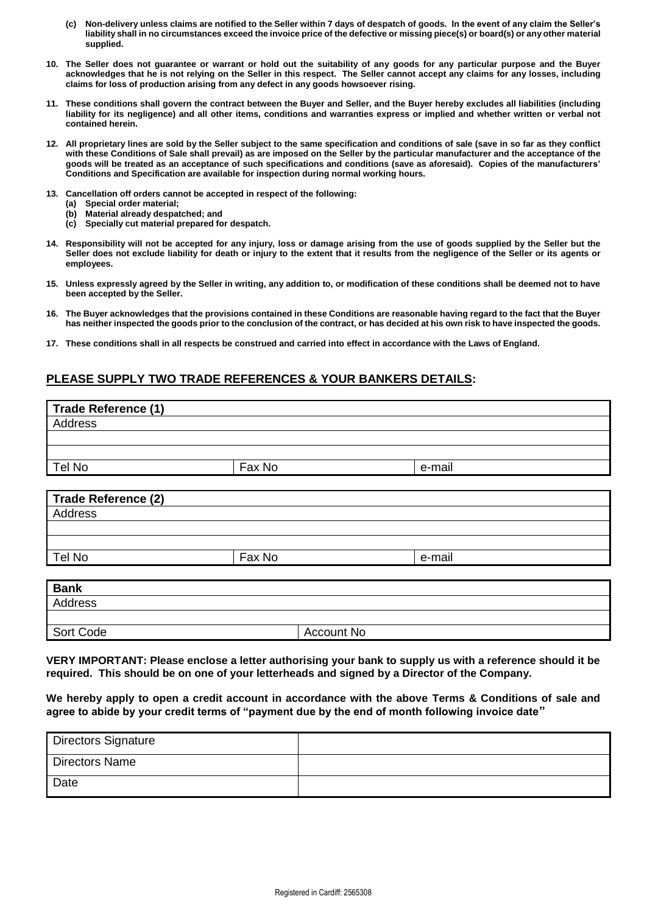**(c) Non-delivery unless claims are notified to the Seller within 7 days of despatch of goods. In the event of any claim the Seller's liability shall in no circumstances exceed the invoice price of the defective or missing piece(s) or board(s) or any other material supplied.**

**10. The Seller does not guarantee or warrant or hold out the suitability of any goods for any particular purpose and the Buyer acknowledges that he is not relying on the Seller in this respect. The Seller cannot accept any claims for any losses, including claims for loss of production arising from any defect in any goods howsoever rising.**

**11. These conditions shall govern the contract between the Buyer and Seller, and the Buyer hereby excludes all liabilities (including liability for its negligence) and all other items, conditions and warranties express or implied and whether written or verbal not contained herein.**

**12. All proprietary lines are sold by the Seller subject to the same specification and conditions of sale (save in so far as they conflict with these Conditions of Sale shall prevail) as are imposed on the Seller by the particular manufacturer and the acceptance of the goods will be treated as an acceptance of such specifications and conditions (save as aforesaid). Copies of the manufacturers' Conditions and Specification are available for inspection during normal working hours.**

**13. Cancellation off orders cannot be accepted in respect of the following:**
  **(a) Special order material;**
  **(b) Material already despatched; and**
  **(c) Specially cut material prepared for despatch.**

**14. Responsibility will not be accepted for any injury, loss or damage arising from the use of goods supplied by the Seller but the Seller does not exclude liability for death or injury to the extent that it results from the negligence of the Seller or its agents or employees.**

**15. Unless expressly agreed by the Seller in writing, any addition to, or modification of these conditions shall be deemed not to have been accepted by the Seller.**

**16. The Buyer acknowledges that the provisions contained in these Conditions are reasonable having regard to the fact that the Buyer has neither inspected the goods prior to the conclusion of the contract, or has decided at his own risk to have inspected the goods.**

**17. These conditions shall in all respects be construed and carried into effect in accordance with the Laws of England.**

## PLEASE SUPPLY TWO TRADE REFERENCES & YOUR BANKERS DETAILS:

| **Trade Reference (1)** | | |
|---|---|---|
| Address | | |
| | | |
| | | |
| Tel No | Fax No | e-mail |

| **Trade Reference (2)** | | |
|---|---|---|
| Address | | |
| | | |
| | | |
| Tel No | Fax No | e-mail |

| **Bank** | |
|---|---|
| Address | |
| | |
| Sort Code | Account No |

**VERY IMPORTANT: Please enclose a letter authorising your bank to supply us with a reference should it be required. This should be on one of your letterheads and signed by a Director of the Company.**

**We hereby apply to open a credit account in accordance with the above Terms & Conditions of sale and agree to abide by your credit terms of "payment due by the end of month following invoice date"**

| | |
|---|---|
| Directors Signature | |
| Directors Name | |
| Date | |

Registered in Cardiff: 2565308